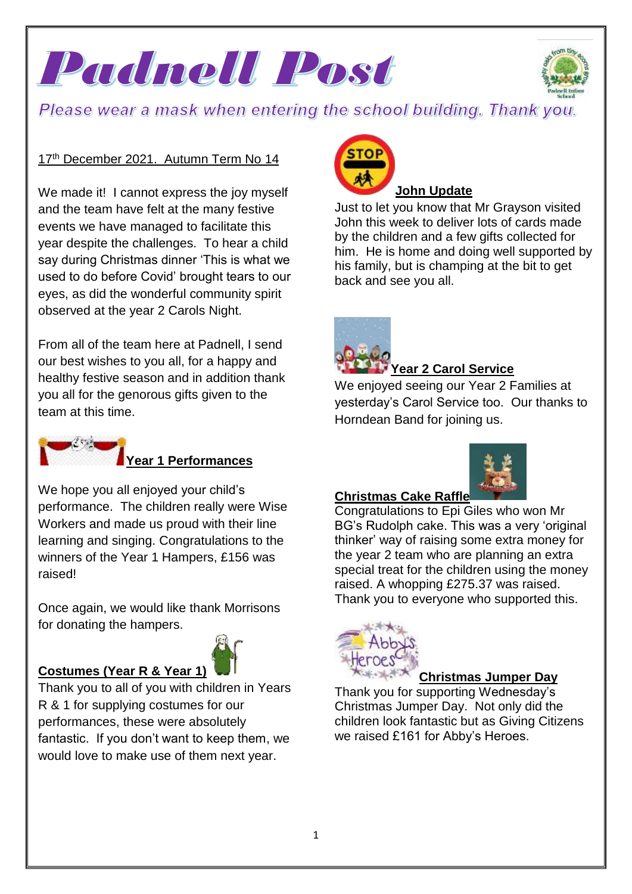# Padnell Post

*Please wear a mask when entering the school building. Thank you.*

17th December 2021. Autumn Term No 14

We made it! I cannot express the joy myself and the team have felt at the many festive events we have managed to facilitate this year despite the challenges. To hear a child say during Christmas dinner 'This is what we used to do before Covid' brought tears to our eyes, as did the wonderful community spirit observed at the year 2 Carols Night.

From all of the team here at Padnell, I send our best wishes to you all, for a happy and healthy festive season and in addition thank you all for the genorous gifts given to the team at this time.

## Year 1 Performances

We hope you all enjoyed your child's performance. The children really were Wise Workers and made us proud with their line learning and singing. Congratulations to the winners of the Year 1 Hampers, £156 was raised!

Once again, we would like thank Morrisons for donating the hampers.

## Costumes (Year R & Year 1)

Thank you to all of you with children in Years R & 1 for supplying costumes for our performances, these were absolutely fantastic. If you don't want to keep them, we would love to make use of them next year.

## John Update

Just to let you know that Mr Grayson visited John this week to deliver lots of cards made by the children and a few gifts collected for him. He is home and doing well supported by his family, but is champing at the bit to get back and see you all.

## Year 2 Carol Service

We enjoyed seeing our Year 2 Families at yesterday's Carol Service too. Our thanks to Horndean Band for joining us.

## Christmas Cake Raffle

Congratulations to Epi Giles who won Mr BG's Rudolph cake. This was a very 'original thinker' way of raising some extra money for the year 2 team who are planning an extra special treat for the children using the money raised. A whopping £275.37 was raised. Thank you to everyone who supported this.

## Christmas Jumper Day

Thank you for supporting Wednesday's Christmas Jumper Day. Not only did the children look fantastic but as Giving Citizens we raised £161 for Abby's Heroes.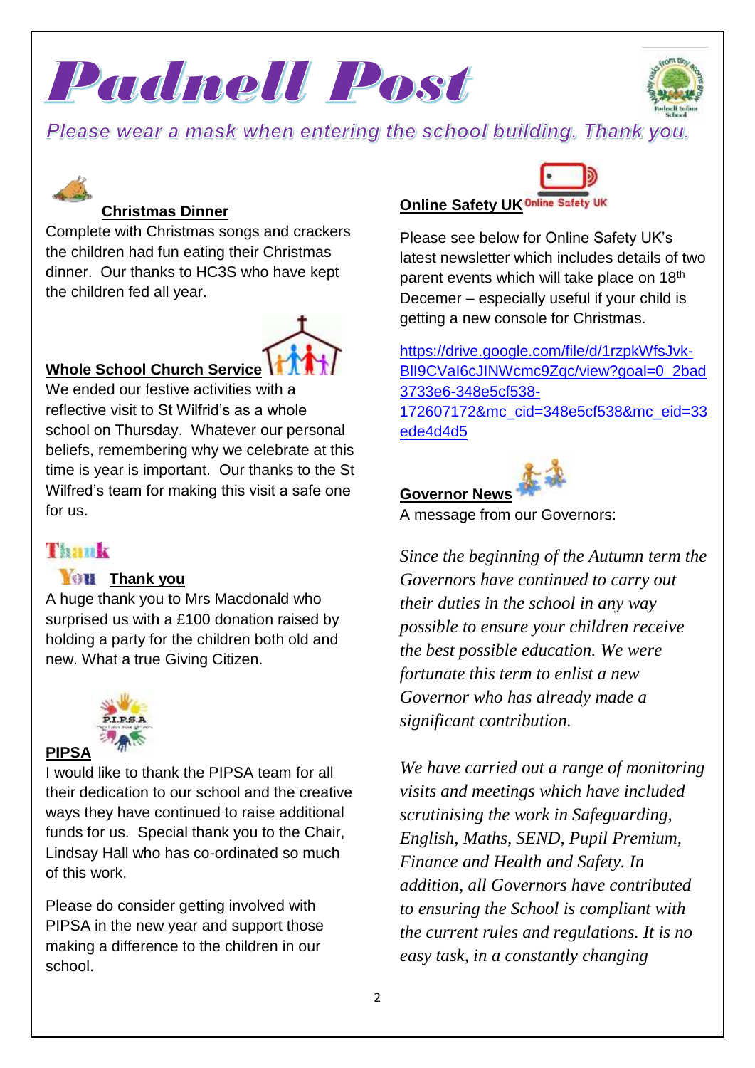# Padnell Post

*Please wear a mask when entering the school building. Thank you.*

## Christmas Dinner

Complete with Christmas songs and crackers the children had fun eating their Christmas dinner. Our thanks to HC3S who have kept the children fed all year.

## Whole School Church Service

We ended our festive activities with a reflective visit to St Wilfrid's as a whole school on Thursday. Whatever our personal beliefs, remembering why we celebrate at this time is year is important. Our thanks to the St Wilfred's team for making this visit a safe one for us.

## Thank you

A huge thank you to Mrs Macdonald who surprised us with a £100 donation raised by holding a party for the children both old and new. What a true Giving Citizen.

## PIPSA

I would like to thank the PIPSA team for all their dedication to our school and the creative ways they have continued to raise additional funds for us. Special thank you to the Chair, Lindsay Hall who has co-ordinated so much of this work.

Please do consider getting involved with PIPSA in the new year and support those making a difference to the children in our school.

## Online Safety UK

Please see below for Online Safety UK's latest newsletter which includes details of two parent events which will take place on 18th Decemer – especially useful if your child is getting a new console for Christmas.

https://drive.google.com/file/d/1rzpkWfsJvk-BlI9CVaI6cJINWcmc9Zqc/view?goal=0_2bad3733e6-348e5cf538-172607172&mc_cid=348e5cf538&mc_eid=33ede4d4d5

## Governor News

A message from our Governors:

*Since the beginning of the Autumn term the Governors have continued to carry out their duties in the school in any way possible to ensure your children receive the best possible education. We were fortunate this term to enlist a new Governor who has already made a significant contribution.*

*We have carried out a range of monitoring visits and meetings which have included scrutinising the work in Safeguarding, English, Maths, SEND, Pupil Premium, Finance and Health and Safety. In addition, all Governors have contributed to ensuring the School is compliant with the current rules and regulations. It is no easy task, in a constantly changing*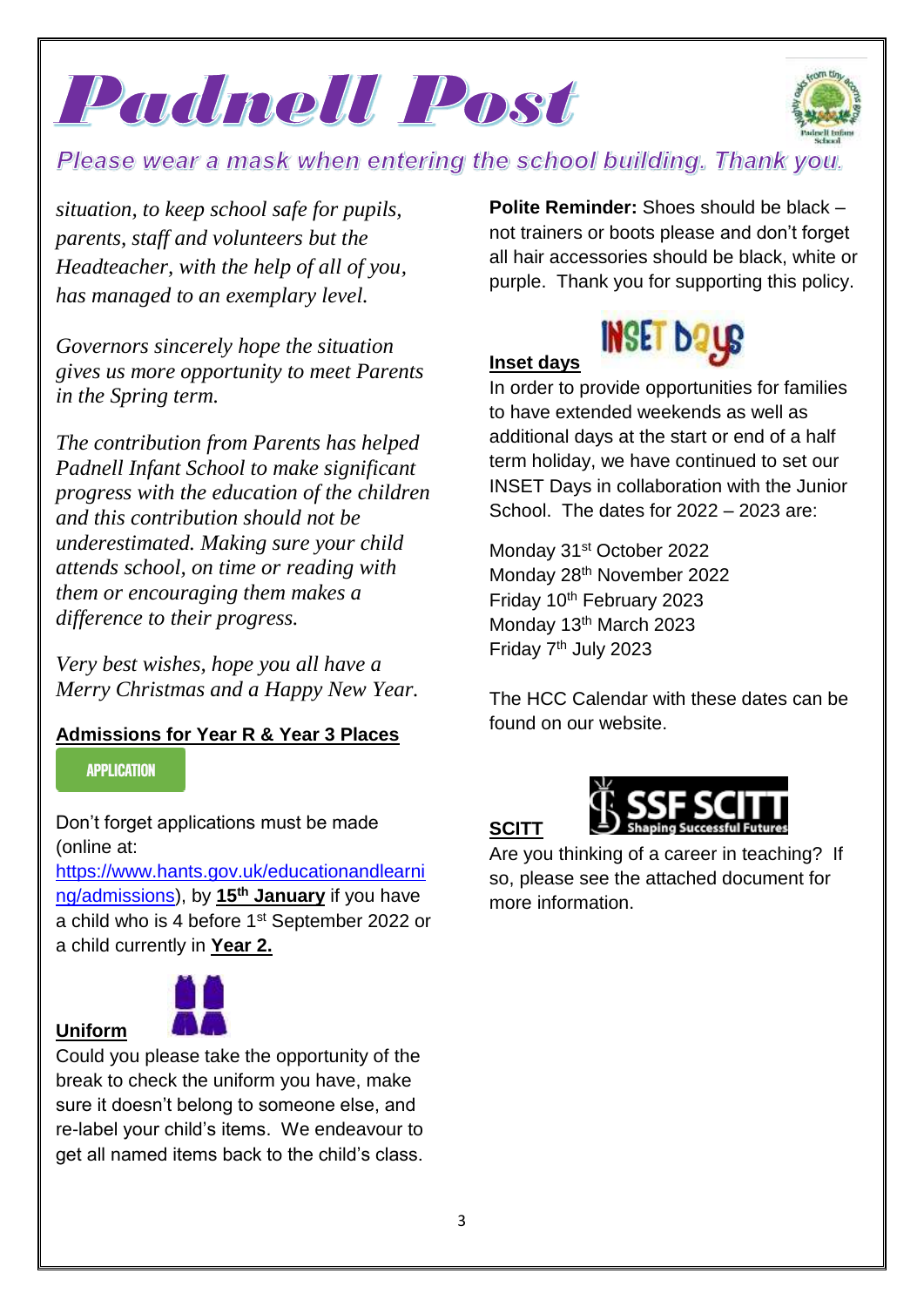# Padnell Post

*Please wear a mask when entering the school building. Thank you.*

*situation, to keep school safe for pupils, parents, staff and volunteers but the Headteacher, with the help of all of you, has managed to an exemplary level.*

*Governors sincerely hope the situation gives us more opportunity to meet Parents in the Spring term.*

*The contribution from Parents has helped Padnell Infant School to make significant progress with the education of the children and this contribution should not be underestimated. Making sure your child attends school, on time or reading with them or encouraging them makes a difference to their progress.*

*Very best wishes, hope you all have a Merry Christmas and a Happy New Year.*

## Admissions for Year R & Year 3 Places

APPLICATION

Don't forget applications must be made (online at: https://www.hants.gov.uk/educationandlearning/admissions), by **15th January** if you have a child who is 4 before 1st September 2022 or a child currently in **Year 2.**

## Uniform

Could you please take the opportunity of the break to check the uniform you have, make sure it doesn't belong to someone else, and re-label your child's items. We endeavour to get all named items back to the child's class.

**Polite Reminder:** Shoes should be black – not trainers or boots please and don't forget all hair accessories should be black, white or purple. Thank you for supporting this policy.

## Inset days

INSET Days

In order to provide opportunities for families to have extended weekends as well as additional days at the start or end of a half term holiday, we have continued to set our INSET Days in collaboration with the Junior School. The dates for 2022 – 2023 are:

Monday 31st October 2022
Monday 28th November 2022
Friday 10th February 2023
Monday 13th March 2023
Friday 7th July 2023

The HCC Calendar with these dates can be found on our website.

## SCITT

SSF SCITT – Shaping Successful Futures

Are you thinking of a career in teaching? If so, please see the attached document for more information.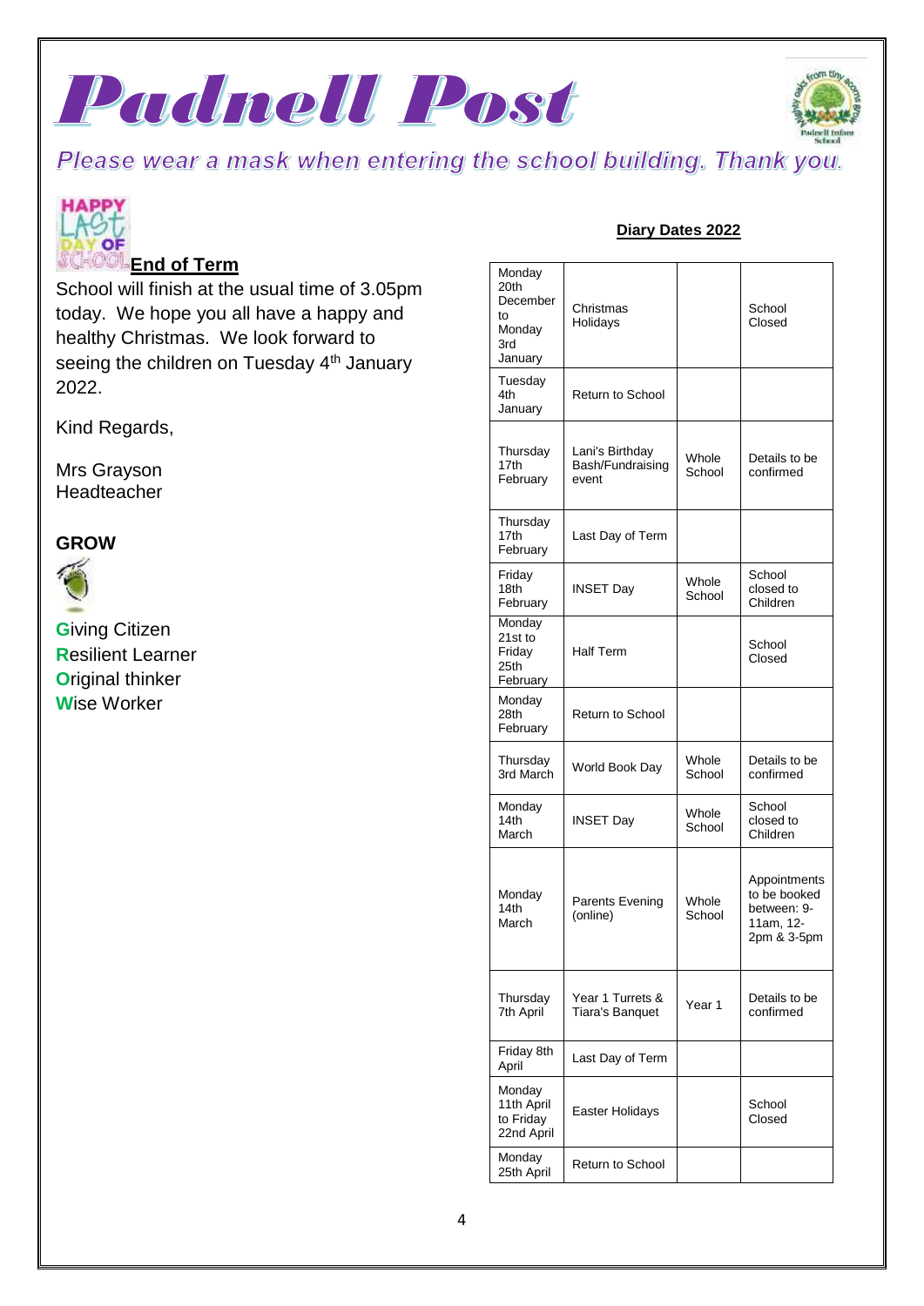# Padnell Post

*Please wear a mask when entering the school building. Thank you.*

## End of Term

School will finish at the usual time of 3.05pm today. We hope you all have a happy and healthy Christmas. We look forward to seeing the children on Tuesday 4th January 2022.

Kind Regards,

Mrs Grayson
Headteacher

## GROW

**G**iving Citizen
**R**esilient Learner
**O**riginal thinker
**W**ise Worker

## Diary Dates 2022

| | | | |
|---|---|---|---|
| Monday 20th December to Monday 3rd January | Christmas Holidays | | School Closed |
| Tuesday 4th January | Return to School | | |
| Thursday 17th February | Lani's Birthday Bash/Fundraising event | Whole School | Details to be confirmed |
| Thursday 17th February | Last Day of Term | | |
| Friday 18th February | INSET Day | Whole School | School closed to Children |
| Monday 21st to Friday 25th February | Half Term | | School Closed |
| Monday 28th February | Return to School | | |
| Thursday 3rd March | World Book Day | Whole School | Details to be confirmed |
| Monday 14th March | INSET Day | Whole School | School closed to Children |
| Monday 14th March | Parents Evening (online) | Whole School | Appointments to be booked between: 9-11am, 12-2pm & 3-5pm |
| Thursday 7th April | Year 1 Turrets & Tiara's Banquet | Year 1 | Details to be confirmed |
| Friday 8th April | Last Day of Term | | |
| Monday 11th April to Friday 22nd April | Easter Holidays | | School Closed |
| Monday 25th April | Return to School | | |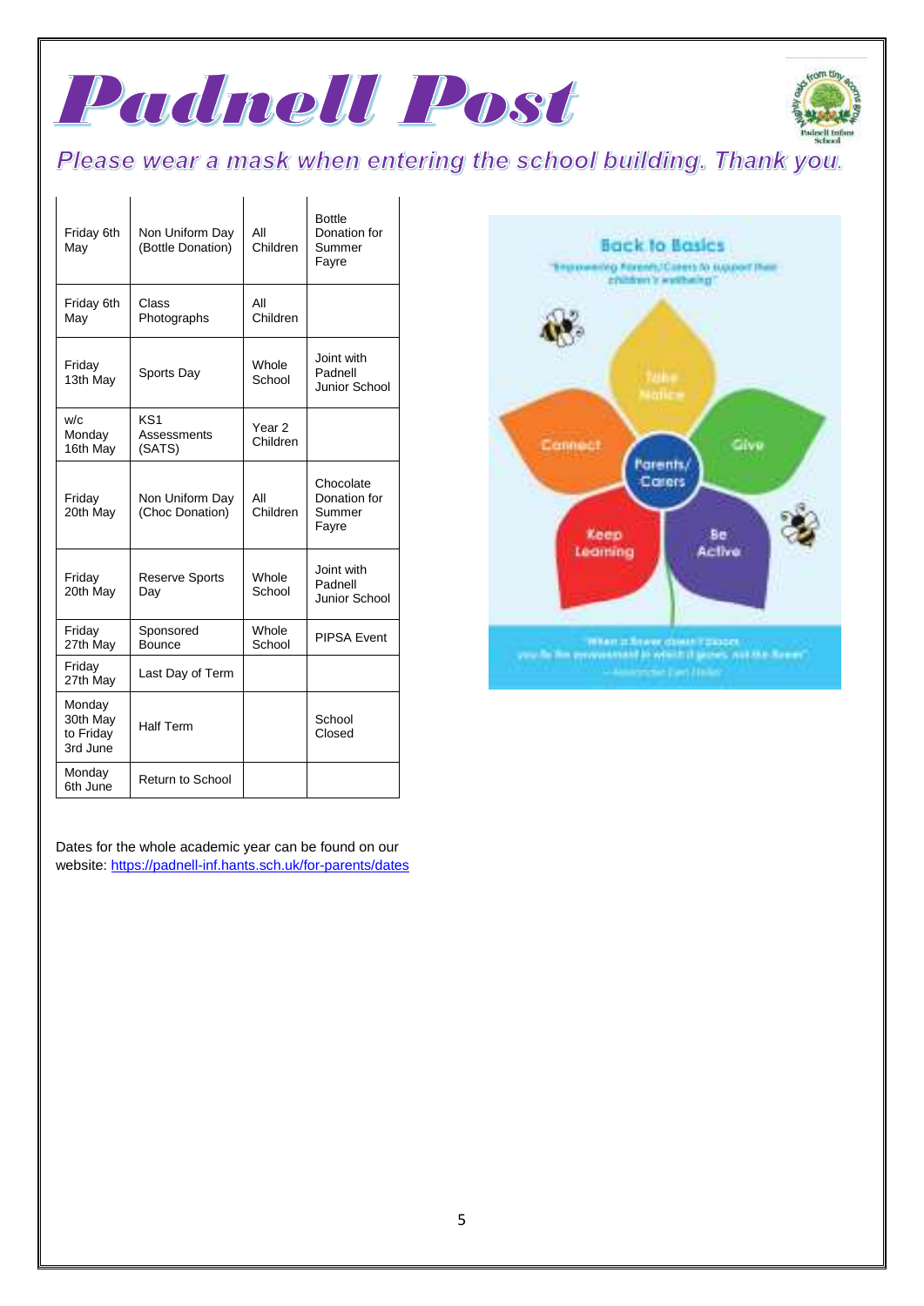# Padnell Post

*Please wear a mask when entering the school building. Thank you.*

| | | | |
|---|---|---|---|
| Friday 6th May | Non Uniform Day (Bottle Donation) | All Children | Bottle Donation for Summer Fayre |
| Friday 6th May | Class Photographs | All Children | |
| Friday 13th May | Sports Day | Whole School | Joint with Padnell Junior School |
| w/c Monday 16th May | KS1 Assessments (SATS) | Year 2 Children | |
| Friday 20th May | Non Uniform Day (Choc Donation) | All Children | Chocolate Donation for Summer Fayre |
| Friday 20th May | Reserve Sports Day | Whole School | Joint with Padnell Junior School |
| Friday 27th May | Sponsored Bounce | Whole School | PIPSA Event |
| Friday 27th May | Last Day of Term | | |
| Monday 30th May to Friday 3rd June | Half Term | | School Closed |
| Monday 6th June | Return to School | | |

Dates for the whole academic year can be found on our website: https://padnell-inf.hants.sch.uk/for-parents/dates

Back to Basics

"Empowering Parents/Carers to support their children's wellbeing"

Take Notice

Connect

Give

Parents/ Carers

Keep Learning

Be Active